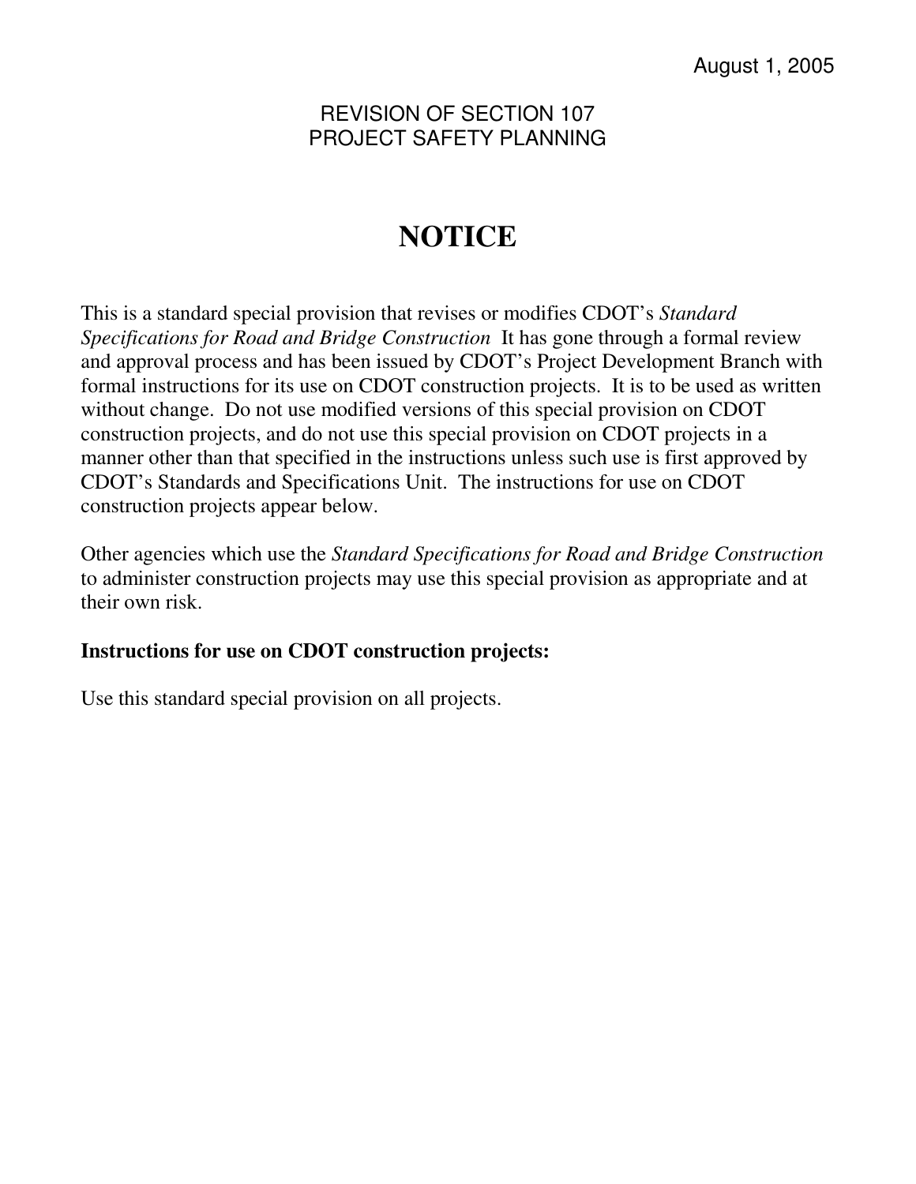August 1, 2005

REVISION OF SECTION 107
PROJECT SAFETY PLANNING

# NOTICE

This is a standard special provision that revises or modifies CDOT's *Standard Specifications for Road and Bridge Construction* It has gone through a formal review and approval process and has been issued by CDOT's Project Development Branch with formal instructions for its use on CDOT construction projects. It is to be used as written without change. Do not use modified versions of this special provision on CDOT construction projects, and do not use this special provision on CDOT projects in a manner other than that specified in the instructions unless such use is first approved by CDOT's Standards and Specifications Unit. The instructions for use on CDOT construction projects appear below.

Other agencies which use the *Standard Specifications for Road and Bridge Construction* to administer construction projects may use this special provision as appropriate and at their own risk.

**Instructions for use on CDOT construction projects:**

Use this standard special provision on all projects.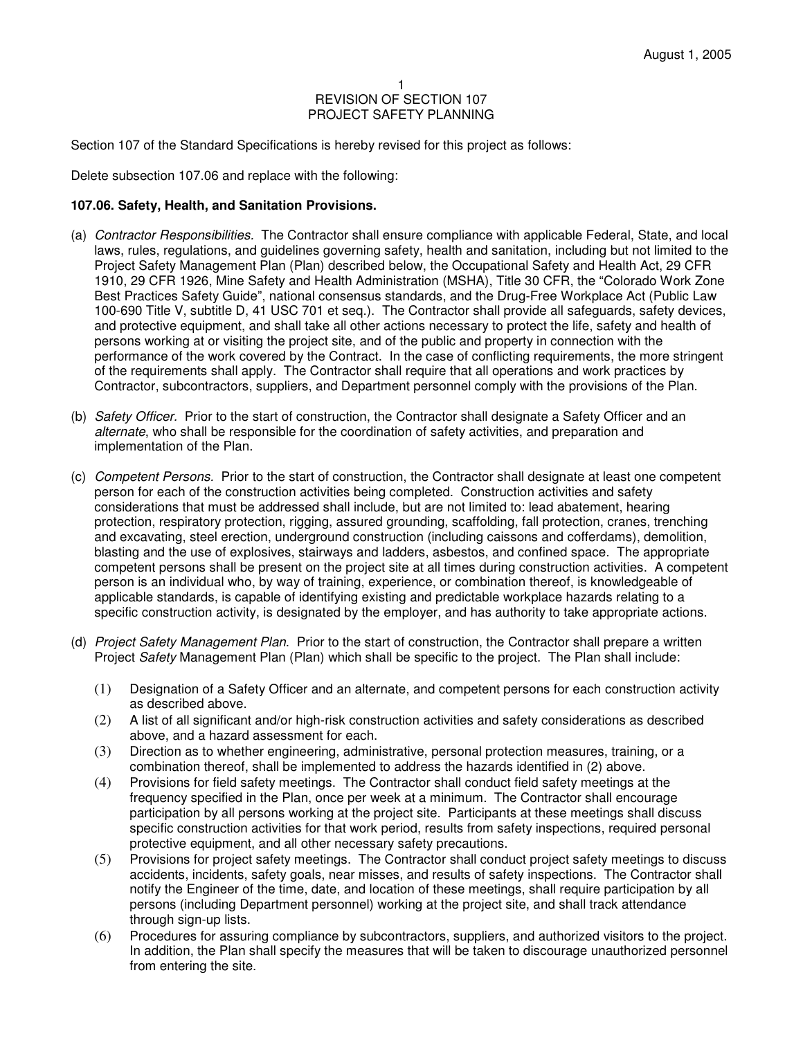August 1, 2005

1
REVISION OF SECTION 107
PROJECT SAFETY PLANNING

Section 107 of the Standard Specifications is hereby revised for this project as follows:

Delete subsection 107.06 and replace with the following:

**107.06. Safety, Health, and Sanitation Provisions.**

(a) *Contractor Responsibilities.* The Contractor shall ensure compliance with applicable Federal, State, and local laws, rules, regulations, and guidelines governing safety, health and sanitation, including but not limited to the Project Safety Management Plan (Plan) described below, the Occupational Safety and Health Act, 29 CFR 1910, 29 CFR 1926, Mine Safety and Health Administration (MSHA), Title 30 CFR, the "Colorado Work Zone Best Practices Safety Guide", national consensus standards, and the Drug-Free Workplace Act (Public Law 100-690 Title V, subtitle D, 41 USC 701 et seq.). The Contractor shall provide all safeguards, safety devices, and protective equipment, and shall take all other actions necessary to protect the life, safety and health of persons working at or visiting the project site, and of the public and property in connection with the performance of the work covered by the Contract. In the case of conflicting requirements, the more stringent of the requirements shall apply. The Contractor shall require that all operations and work practices by Contractor, subcontractors, suppliers, and Department personnel comply with the provisions of the Plan.

(b) *Safety Officer.* Prior to the start of construction, the Contractor shall designate a Safety Officer and an *alternate*, who shall be responsible for the coordination of safety activities, and preparation and implementation of the Plan.

(c) *Competent Persons.* Prior to the start of construction, the Contractor shall designate at least one competent person for each of the construction activities being completed. Construction activities and safety considerations that must be addressed shall include, but are not limited to: lead abatement, hearing protection, respiratory protection, rigging, assured grounding, scaffolding, fall protection, cranes, trenching and excavating, steel erection, underground construction (including caissons and cofferdams), demolition, blasting and the use of explosives, stairways and ladders, asbestos, and confined space. The appropriate competent persons shall be present on the project site at all times during construction activities. A competent person is an individual who, by way of training, experience, or combination thereof, is knowledgeable of applicable standards, is capable of identifying existing and predictable workplace hazards relating to a specific construction activity, is designated by the employer, and has authority to take appropriate actions.

(d) *Project Safety Management Plan*. Prior to the start of construction, the Contractor shall prepare a written Project *Safety* Management Plan (Plan) which shall be specific to the project. The Plan shall include:

(1) Designation of a Safety Officer and an alternate, and competent persons for each construction activity as described above.

(2) A list of all significant and/or high-risk construction activities and safety considerations as described above, and a hazard assessment for each.

(3) Direction as to whether engineering, administrative, personal protection measures, training, or a combination thereof, shall be implemented to address the hazards identified in (2) above.

(4) Provisions for field safety meetings. The Contractor shall conduct field safety meetings at the frequency specified in the Plan, once per week at a minimum. The Contractor shall encourage participation by all persons working at the project site. Participants at these meetings shall discuss specific construction activities for that work period, results from safety inspections, required personal protective equipment, and all other necessary safety precautions.

(5) Provisions for project safety meetings. The Contractor shall conduct project safety meetings to discuss accidents, incidents, safety goals, near misses, and results of safety inspections. The Contractor shall notify the Engineer of the time, date, and location of these meetings, shall require participation by all persons (including Department personnel) working at the project site, and shall track attendance through sign-up lists.

(6) Procedures for assuring compliance by subcontractors, suppliers, and authorized visitors to the project. In addition, the Plan shall specify the measures that will be taken to discourage unauthorized personnel from entering the site.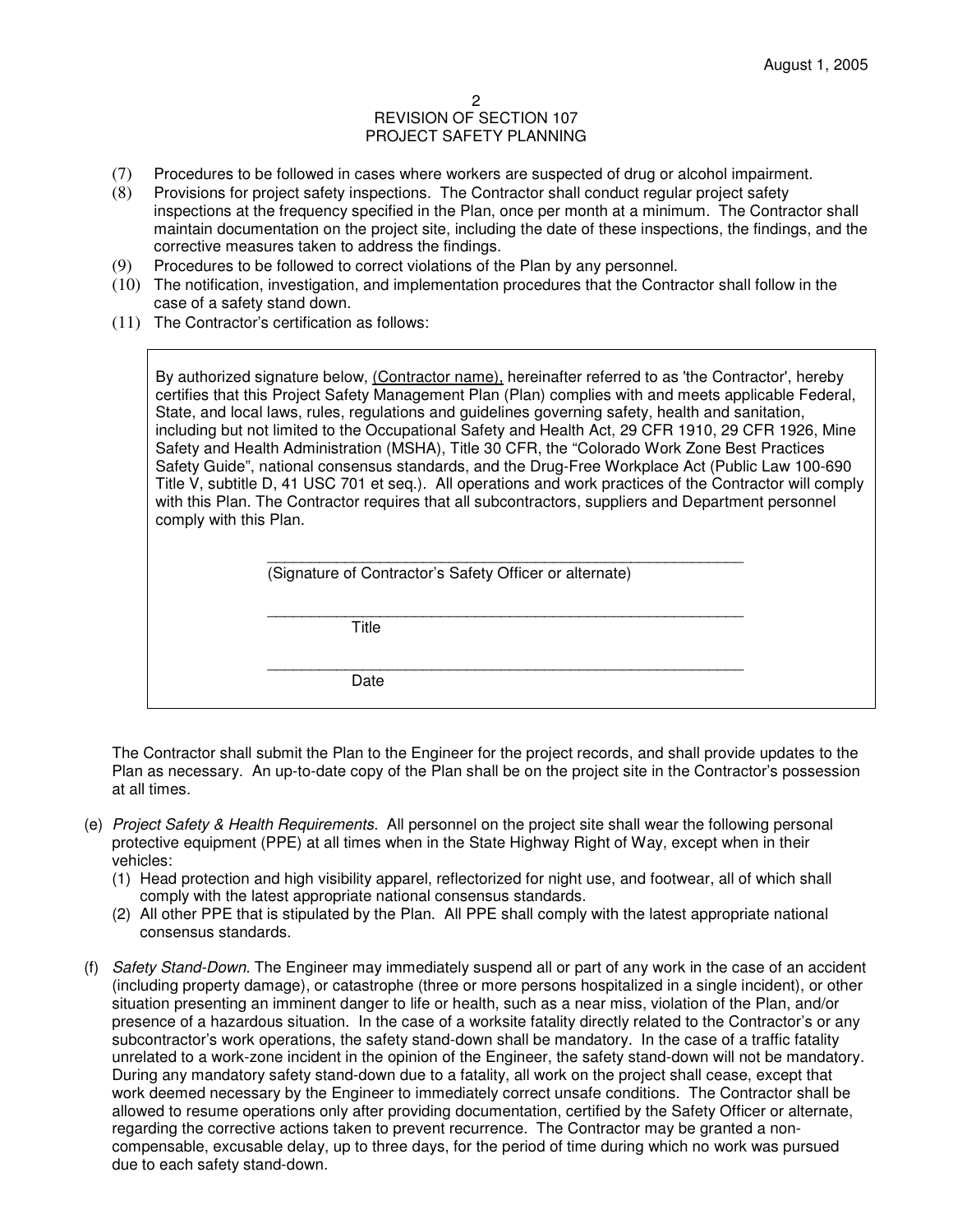## REVISION OF SECTION 107
## PROJECT SAFETY PLANNING

(7) Procedures to be followed in cases where workers are suspected of drug or alcohol impairment.

(8) Provisions for project safety inspections. The Contractor shall conduct regular project safety inspections at the frequency specified in the Plan, once per month at a minimum. The Contractor shall maintain documentation on the project site, including the date of these inspections, the findings, and the corrective measures taken to address the findings.

(9) Procedures to be followed to correct violations of the Plan by any personnel.

(10) The notification, investigation, and implementation procedures that the Contractor shall follow in the case of a safety stand down.

(11) The Contractor's certification as follows:

> By authorized signature below, (Contractor name), hereinafter referred to as 'the Contractor', hereby certifies that this Project Safety Management Plan (Plan) complies with and meets applicable Federal, State, and local laws, rules, regulations and guidelines governing safety, health and sanitation, including but not limited to the Occupational Safety and Health Act, 29 CFR 1910, 29 CFR 1926, Mine Safety and Health Administration (MSHA), Title 30 CFR, the "Colorado Work Zone Best Practices Safety Guide", national consensus standards, and the Drug-Free Workplace Act (Public Law 100-690 Title V, subtitle D, 41 USC 701 et seq.). All operations and work practices of the Contractor will comply with this Plan. The Contractor requires that all subcontractors, suppliers and Department personnel comply with this Plan.
>
> ______________________________________________
> (Signature of Contractor's Safety Officer or alternate)
>
> ______________________________________________
> Title
>
> ______________________________________________
> Date

The Contractor shall submit the Plan to the Engineer for the project records, and shall provide updates to the Plan as necessary. An up-to-date copy of the Plan shall be on the project site in the Contractor's possession at all times.

(e) *Project Safety & Health Requirements.* All personnel on the project site shall wear the following personal protective equipment (PPE) at all times when in the State Highway Right of Way, except when in their vehicles:

(1) Head protection and high visibility apparel, reflectorized for night use, and footwear, all of which shall comply with the latest appropriate national consensus standards.

(2) All other PPE that is stipulated by the Plan. All PPE shall comply with the latest appropriate national consensus standards.

(f) *Safety Stand-Down.* The Engineer may immediately suspend all or part of any work in the case of an accident (including property damage), or catastrophe (three or more persons hospitalized in a single incident), or other situation presenting an imminent danger to life or health, such as a near miss, violation of the Plan, and/or presence of a hazardous situation. In the case of a worksite fatality directly related to the Contractor's or any subcontractor's work operations, the safety stand-down shall be mandatory. In the case of a traffic fatality unrelated to a work-zone incident in the opinion of the Engineer, the safety stand-down will not be mandatory. During any mandatory safety stand-down due to a fatality, all work on the project shall cease, except that work deemed necessary by the Engineer to immediately correct unsafe conditions. The Contractor shall be allowed to resume operations only after providing documentation, certified by the Safety Officer or alternate, regarding the corrective actions taken to prevent recurrence. The Contractor may be granted a non-compensable, excusable delay, up to three days, for the period of time during which no work was pursued due to each safety stand-down.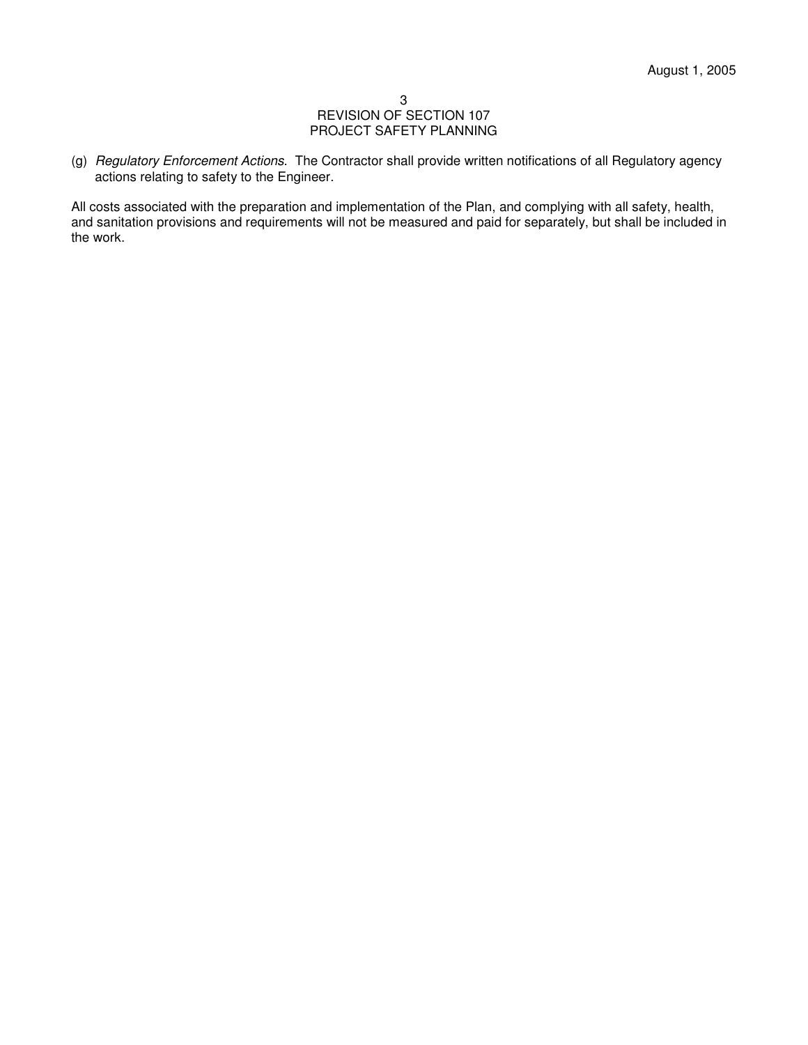(g) *Regulatory Enforcement Actions*. The Contractor shall provide written notifications of all Regulatory agency actions relating to safety to the Engineer.

All costs associated with the preparation and implementation of the Plan, and complying with all safety, health, and sanitation provisions and requirements will not be measured and paid for separately, but shall be included in the work.